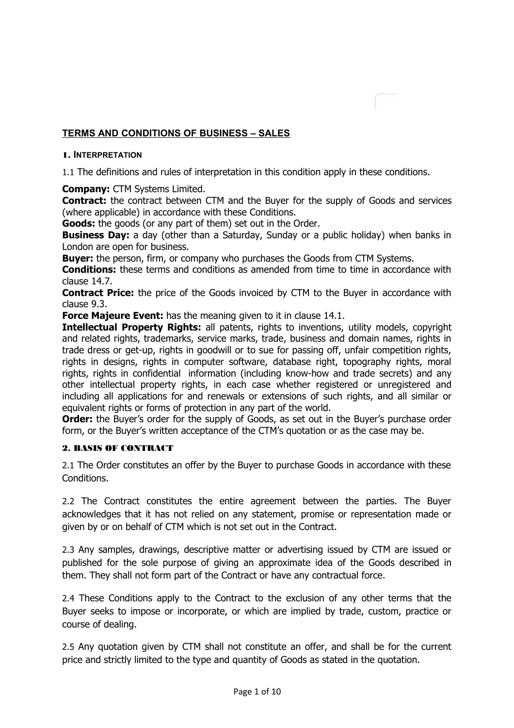## TERMS AND CONDITIONS OF BUSINESS – SALES

### 1. INTERPRETATION

1.1 The definitions and rules of interpretation in this condition apply in these conditions.

**Company:** CTM Systems Limited.
**Contract:** the contract between CTM and the Buyer for the supply of Goods and services (where applicable) in accordance with these Conditions.
**Goods:** the goods (or any part of them) set out in the Order.
**Business Day:** a day (other than a Saturday, Sunday or a public holiday) when banks in London are open for business.
**Buyer:** the person, firm, or company who purchases the Goods from CTM Systems.
**Conditions:** these terms and conditions as amended from time to time in accordance with clause 14.7.
**Contract Price:** the price of the Goods invoiced by CTM to the Buyer in accordance with clause 9.3.
**Force Majeure Event:** has the meaning given to it in clause 14.1.
**Intellectual Property Rights:** all patents, rights to inventions, utility models, copyright and related rights, trademarks, service marks, trade, business and domain names, rights in trade dress or get-up, rights in goodwill or to sue for passing off, unfair competition rights, rights in designs, rights in computer software, database right, topography rights, moral rights, rights in confidential information (including know-how and trade secrets) and any other intellectual property rights, in each case whether registered or unregistered and including all applications for and renewals or extensions of such rights, and all similar or equivalent rights or forms of protection in any part of the world.
**Order:** the Buyer's order for the supply of Goods, as set out in the Buyer's purchase order form, or the Buyer's written acceptance of the CTM's quotation or as the case may be.

### 2. BASIS OF CONTRACT

2.1 The Order constitutes an offer by the Buyer to purchase Goods in accordance with these Conditions.

2.2 The Contract constitutes the entire agreement between the parties. The Buyer acknowledges that it has not relied on any statement, promise or representation made or given by or on behalf of CTM which is not set out in the Contract.

2.3 Any samples, drawings, descriptive matter or advertising issued by CTM are issued or published for the sole purpose of giving an approximate idea of the Goods described in them. They shall not form part of the Contract or have any contractual force.

2.4 These Conditions apply to the Contract to the exclusion of any other terms that the Buyer seeks to impose or incorporate, or which are implied by trade, custom, practice or course of dealing.

2.5 Any quotation given by CTM shall not constitute an offer, and shall be for the current price and strictly limited to the type and quantity of Goods as stated in the quotation.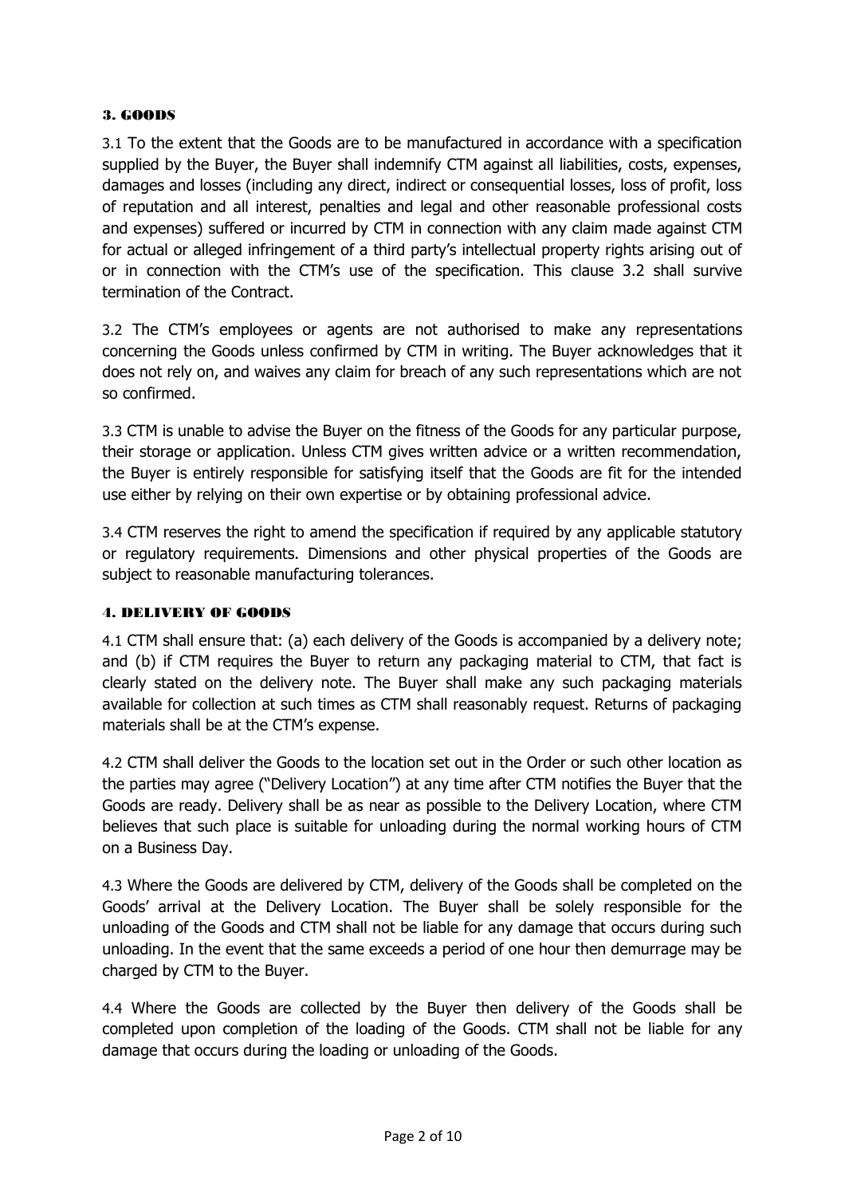## 3. GOODS

3.1 To the extent that the Goods are to be manufactured in accordance with a specification supplied by the Buyer, the Buyer shall indemnify CTM against all liabilities, costs, expenses, damages and losses (including any direct, indirect or consequential losses, loss of profit, loss of reputation and all interest, penalties and legal and other reasonable professional costs and expenses) suffered or incurred by CTM in connection with any claim made against CTM for actual or alleged infringement of a third party's intellectual property rights arising out of or in connection with the CTM's use of the specification. This clause 3.2 shall survive termination of the Contract.

3.2 The CTM's employees or agents are not authorised to make any representations concerning the Goods unless confirmed by CTM in writing. The Buyer acknowledges that it does not rely on, and waives any claim for breach of any such representations which are not so confirmed.

3.3 CTM is unable to advise the Buyer on the fitness of the Goods for any particular purpose, their storage or application. Unless CTM gives written advice or a written recommendation, the Buyer is entirely responsible for satisfying itself that the Goods are fit for the intended use either by relying on their own expertise or by obtaining professional advice.

3.4 CTM reserves the right to amend the specification if required by any applicable statutory or regulatory requirements. Dimensions and other physical properties of the Goods are subject to reasonable manufacturing tolerances.

## 4. DELIVERY OF GOODS

4.1 CTM shall ensure that: (a) each delivery of the Goods is accompanied by a delivery note; and (b) if CTM requires the Buyer to return any packaging material to CTM, that fact is clearly stated on the delivery note. The Buyer shall make any such packaging materials available for collection at such times as CTM shall reasonably request. Returns of packaging materials shall be at the CTM's expense.

4.2 CTM shall deliver the Goods to the location set out in the Order or such other location as the parties may agree ("Delivery Location") at any time after CTM notifies the Buyer that the Goods are ready. Delivery shall be as near as possible to the Delivery Location, where CTM believes that such place is suitable for unloading during the normal working hours of CTM on a Business Day.

4.3 Where the Goods are delivered by CTM, delivery of the Goods shall be completed on the Goods' arrival at the Delivery Location. The Buyer shall be solely responsible for the unloading of the Goods and CTM shall not be liable for any damage that occurs during such unloading. In the event that the same exceeds a period of one hour then demurrage may be charged by CTM to the Buyer.

4.4 Where the Goods are collected by the Buyer then delivery of the Goods shall be completed upon completion of the loading of the Goods. CTM shall not be liable for any damage that occurs during the loading or unloading of the Goods.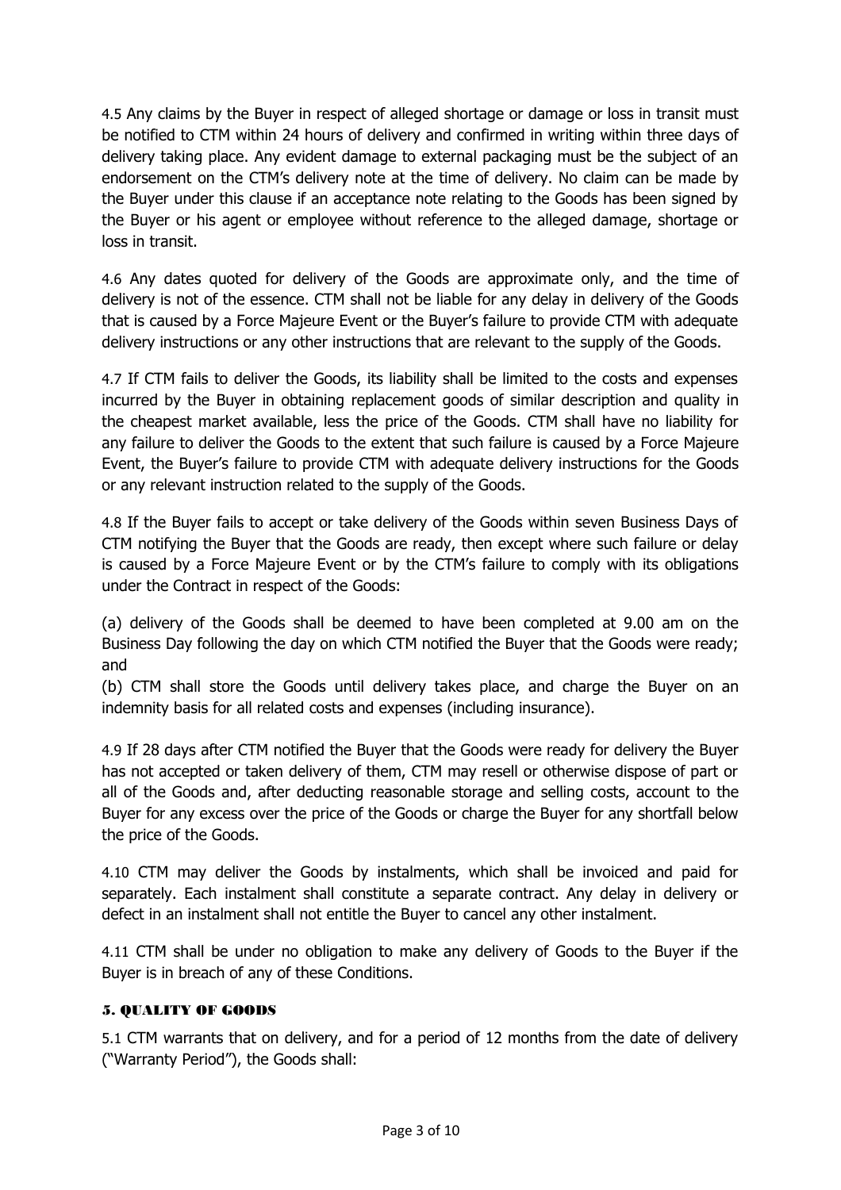4.5 Any claims by the Buyer in respect of alleged shortage or damage or loss in transit must be notified to CTM within 24 hours of delivery and confirmed in writing within three days of delivery taking place. Any evident damage to external packaging must be the subject of an endorsement on the CTM's delivery note at the time of delivery. No claim can be made by the Buyer under this clause if an acceptance note relating to the Goods has been signed by the Buyer or his agent or employee without reference to the alleged damage, shortage or loss in transit.

4.6 Any dates quoted for delivery of the Goods are approximate only, and the time of delivery is not of the essence. CTM shall not be liable for any delay in delivery of the Goods that is caused by a Force Majeure Event or the Buyer's failure to provide CTM with adequate delivery instructions or any other instructions that are relevant to the supply of the Goods.

4.7 If CTM fails to deliver the Goods, its liability shall be limited to the costs and expenses incurred by the Buyer in obtaining replacement goods of similar description and quality in the cheapest market available, less the price of the Goods. CTM shall have no liability for any failure to deliver the Goods to the extent that such failure is caused by a Force Majeure Event, the Buyer's failure to provide CTM with adequate delivery instructions for the Goods or any relevant instruction related to the supply of the Goods.

4.8 If the Buyer fails to accept or take delivery of the Goods within seven Business Days of CTM notifying the Buyer that the Goods are ready, then except where such failure or delay is caused by a Force Majeure Event or by the CTM's failure to comply with its obligations under the Contract in respect of the Goods:

(a) delivery of the Goods shall be deemed to have been completed at 9.00 am on the Business Day following the day on which CTM notified the Buyer that the Goods were ready; and

(b) CTM shall store the Goods until delivery takes place, and charge the Buyer on an indemnity basis for all related costs and expenses (including insurance).

4.9 If 28 days after CTM notified the Buyer that the Goods were ready for delivery the Buyer has not accepted or taken delivery of them, CTM may resell or otherwise dispose of part or all of the Goods and, after deducting reasonable storage and selling costs, account to the Buyer for any excess over the price of the Goods or charge the Buyer for any shortfall below the price of the Goods.

4.10 CTM may deliver the Goods by instalments, which shall be invoiced and paid for separately. Each instalment shall constitute a separate contract. Any delay in delivery or defect in an instalment shall not entitle the Buyer to cancel any other instalment.

4.11 CTM shall be under no obligation to make any delivery of Goods to the Buyer if the Buyer is in breach of any of these Conditions.

## 5. QUALITY OF GOODS

5.1 CTM warrants that on delivery, and for a period of 12 months from the date of delivery ("Warranty Period"), the Goods shall: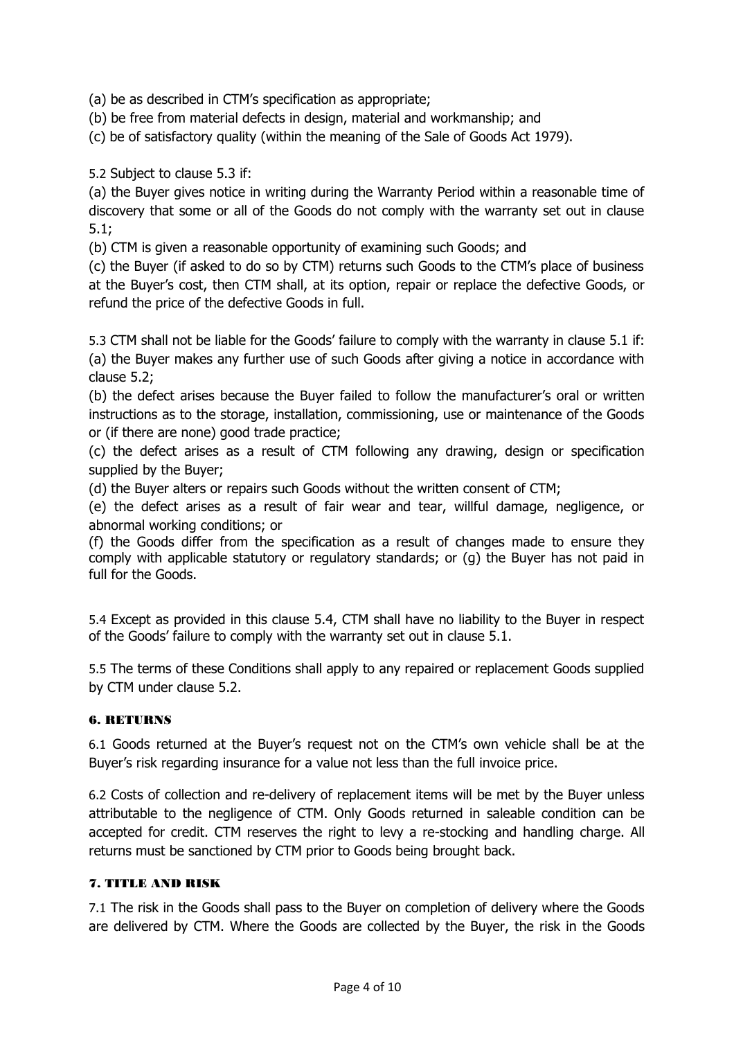(a) be as described in CTM's specification as appropriate;

(b) be free from material defects in design, material and workmanship; and

(c) be of satisfactory quality (within the meaning of the Sale of Goods Act 1979).

5.2 Subject to clause 5.3 if:

(a) the Buyer gives notice in writing during the Warranty Period within a reasonable time of discovery that some or all of the Goods do not comply with the warranty set out in clause 5.1;

(b) CTM is given a reasonable opportunity of examining such Goods; and

(c) the Buyer (if asked to do so by CTM) returns such Goods to the CTM's place of business at the Buyer's cost, then CTM shall, at its option, repair or replace the defective Goods, or refund the price of the defective Goods in full.

5.3 CTM shall not be liable for the Goods' failure to comply with the warranty in clause 5.1 if:

(a) the Buyer makes any further use of such Goods after giving a notice in accordance with clause 5.2;

(b) the defect arises because the Buyer failed to follow the manufacturer's oral or written instructions as to the storage, installation, commissioning, use or maintenance of the Goods or (if there are none) good trade practice;

(c) the defect arises as a result of CTM following any drawing, design or specification supplied by the Buyer;

(d) the Buyer alters or repairs such Goods without the written consent of CTM;

(e) the defect arises as a result of fair wear and tear, willful damage, negligence, or abnormal working conditions; or

(f) the Goods differ from the specification as a result of changes made to ensure they comply with applicable statutory or regulatory standards; or (g) the Buyer has not paid in full for the Goods.

5.4 Except as provided in this clause 5.4, CTM shall have no liability to the Buyer in respect of the Goods' failure to comply with the warranty set out in clause 5.1.

5.5 The terms of these Conditions shall apply to any repaired or replacement Goods supplied by CTM under clause 5.2.

## 6. RETURNS

6.1 Goods returned at the Buyer's request not on the CTM's own vehicle shall be at the Buyer's risk regarding insurance for a value not less than the full invoice price.

6.2 Costs of collection and re-delivery of replacement items will be met by the Buyer unless attributable to the negligence of CTM. Only Goods returned in saleable condition can be accepted for credit. CTM reserves the right to levy a re-stocking and handling charge. All returns must be sanctioned by CTM prior to Goods being brought back.

## 7. TITLE AND RISK

7.1 The risk in the Goods shall pass to the Buyer on completion of delivery where the Goods are delivered by CTM. Where the Goods are collected by the Buyer, the risk in the Goods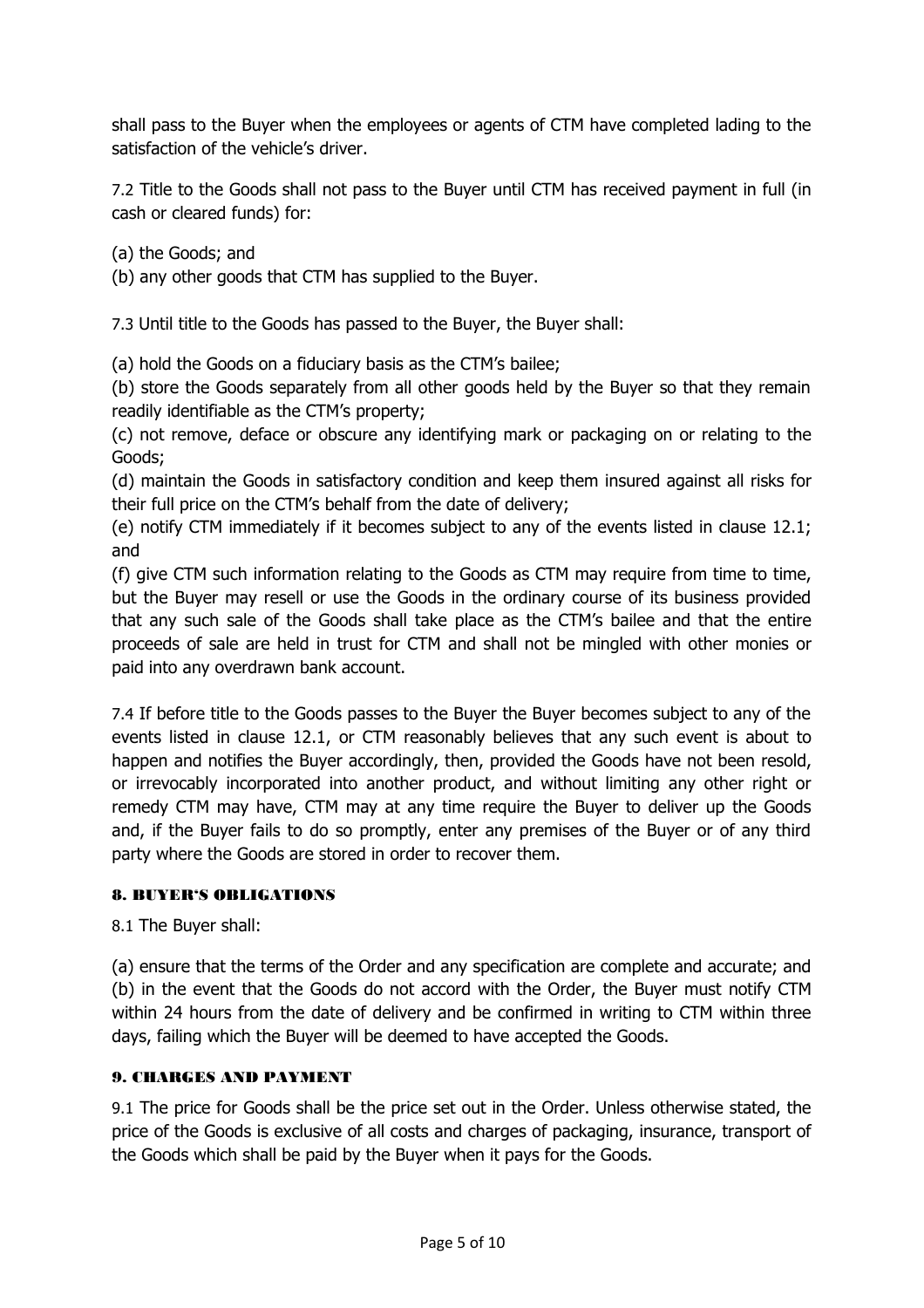shall pass to the Buyer when the employees or agents of CTM have completed lading to the satisfaction of the vehicle's driver.

7.2 Title to the Goods shall not pass to the Buyer until CTM has received payment in full (in cash or cleared funds) for:

(a) the Goods; and
(b) any other goods that CTM has supplied to the Buyer.

7.3 Until title to the Goods has passed to the Buyer, the Buyer shall:

(a) hold the Goods on a fiduciary basis as the CTM's bailee;
(b) store the Goods separately from all other goods held by the Buyer so that they remain readily identifiable as the CTM's property;
(c) not remove, deface or obscure any identifying mark or packaging on or relating to the Goods;
(d) maintain the Goods in satisfactory condition and keep them insured against all risks for their full price on the CTM's behalf from the date of delivery;
(e) notify CTM immediately if it becomes subject to any of the events listed in clause 12.1; and
(f) give CTM such information relating to the Goods as CTM may require from time to time, but the Buyer may resell or use the Goods in the ordinary course of its business provided that any such sale of the Goods shall take place as the CTM's bailee and that the entire proceeds of sale are held in trust for CTM and shall not be mingled with other monies or paid into any overdrawn bank account.

7.4 If before title to the Goods passes to the Buyer the Buyer becomes subject to any of the events listed in clause 12.1, or CTM reasonably believes that any such event is about to happen and notifies the Buyer accordingly, then, provided the Goods have not been resold, or irrevocably incorporated into another product, and without limiting any other right or remedy CTM may have, CTM may at any time require the Buyer to deliver up the Goods and, if the Buyer fails to do so promptly, enter any premises of the Buyer or of any third party where the Goods are stored in order to recover them.

## 8. BUYER'S OBLIGATIONS

8.1 The Buyer shall:

(a) ensure that the terms of the Order and any specification are complete and accurate; and
(b) in the event that the Goods do not accord with the Order, the Buyer must notify CTM within 24 hours from the date of delivery and be confirmed in writing to CTM within three days, failing which the Buyer will be deemed to have accepted the Goods.

## 9. CHARGES AND PAYMENT

9.1 The price for Goods shall be the price set out in the Order. Unless otherwise stated, the price of the Goods is exclusive of all costs and charges of packaging, insurance, transport of the Goods which shall be paid by the Buyer when it pays for the Goods.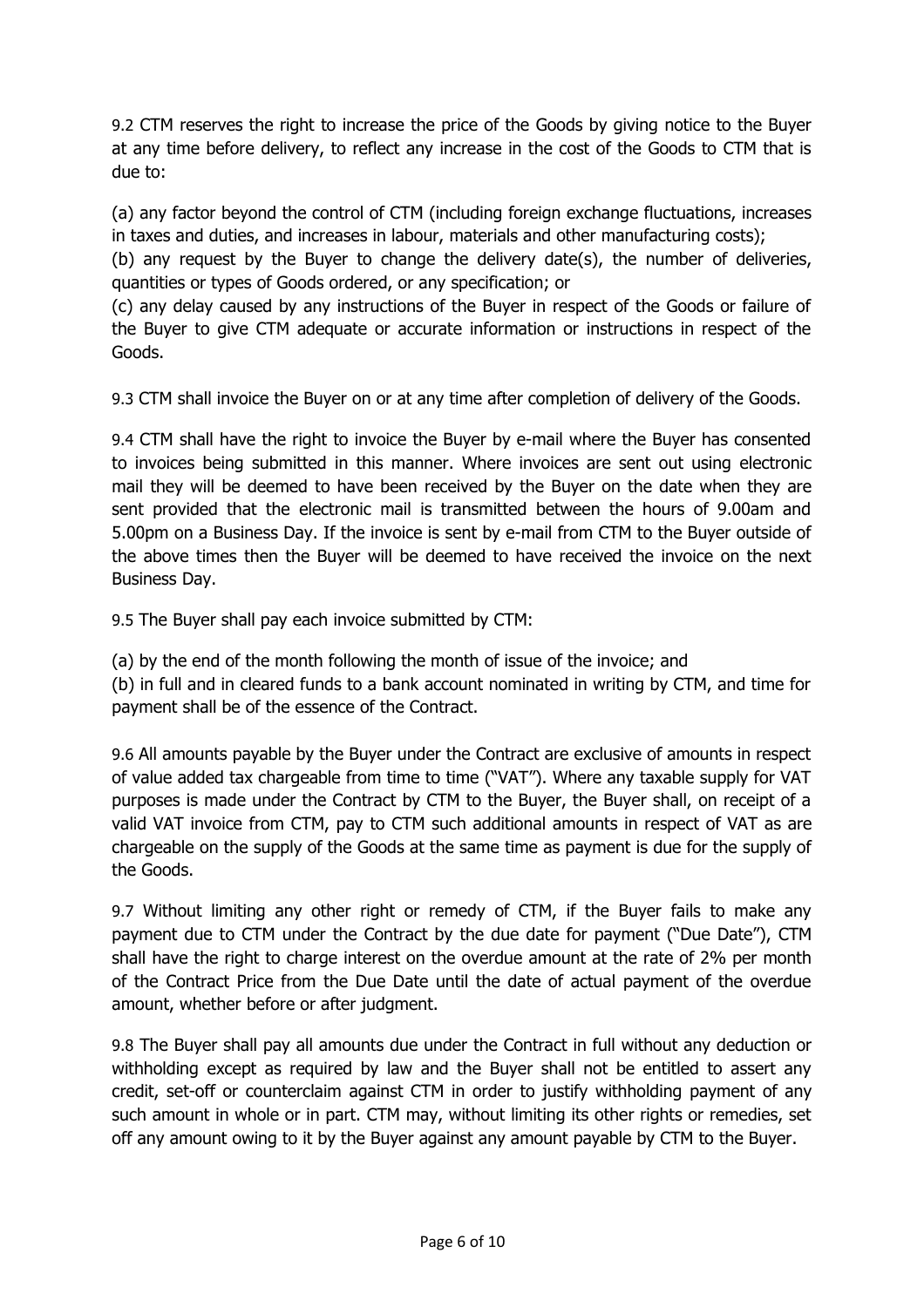9.2 CTM reserves the right to increase the price of the Goods by giving notice to the Buyer at any time before delivery, to reflect any increase in the cost of the Goods to CTM that is due to:

(a) any factor beyond the control of CTM (including foreign exchange fluctuations, increases in taxes and duties, and increases in labour, materials and other manufacturing costs);
(b) any request by the Buyer to change the delivery date(s), the number of deliveries, quantities or types of Goods ordered, or any specification; or
(c) any delay caused by any instructions of the Buyer in respect of the Goods or failure of the Buyer to give CTM adequate or accurate information or instructions in respect of the Goods.

9.3 CTM shall invoice the Buyer on or at any time after completion of delivery of the Goods.

9.4 CTM shall have the right to invoice the Buyer by e-mail where the Buyer has consented to invoices being submitted in this manner. Where invoices are sent out using electronic mail they will be deemed to have been received by the Buyer on the date when they are sent provided that the electronic mail is transmitted between the hours of 9.00am and 5.00pm on a Business Day. If the invoice is sent by e-mail from CTM to the Buyer outside of the above times then the Buyer will be deemed to have received the invoice on the next Business Day.

9.5 The Buyer shall pay each invoice submitted by CTM:

(a) by the end of the month following the month of issue of the invoice; and
(b) in full and in cleared funds to a bank account nominated in writing by CTM, and time for payment shall be of the essence of the Contract.

9.6 All amounts payable by the Buyer under the Contract are exclusive of amounts in respect of value added tax chargeable from time to time ("VAT"). Where any taxable supply for VAT purposes is made under the Contract by CTM to the Buyer, the Buyer shall, on receipt of a valid VAT invoice from CTM, pay to CTM such additional amounts in respect of VAT as are chargeable on the supply of the Goods at the same time as payment is due for the supply of the Goods.

9.7 Without limiting any other right or remedy of CTM, if the Buyer fails to make any payment due to CTM under the Contract by the due date for payment ("Due Date"), CTM shall have the right to charge interest on the overdue amount at the rate of 2% per month of the Contract Price from the Due Date until the date of actual payment of the overdue amount, whether before or after judgment.

9.8 The Buyer shall pay all amounts due under the Contract in full without any deduction or withholding except as required by law and the Buyer shall not be entitled to assert any credit, set-off or counterclaim against CTM in order to justify withholding payment of any such amount in whole or in part. CTM may, without limiting its other rights or remedies, set off any amount owing to it by the Buyer against any amount payable by CTM to the Buyer.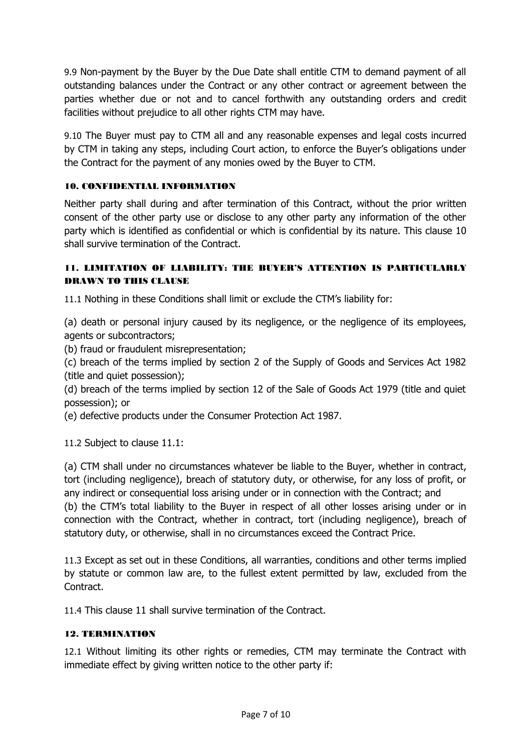9.9 Non-payment by the Buyer by the Due Date shall entitle CTM to demand payment of all outstanding balances under the Contract or any other contract or agreement between the parties whether due or not and to cancel forthwith any outstanding orders and credit facilities without prejudice to all other rights CTM may have.

9.10 The Buyer must pay to CTM all and any reasonable expenses and legal costs incurred by CTM in taking any steps, including Court action, to enforce the Buyer's obligations under the Contract for the payment of any monies owed by the Buyer to CTM.

## 10. CONFIDENTIAL INFORMATION

Neither party shall during and after termination of this Contract, without the prior written consent of the other party use or disclose to any other party any information of the other party which is identified as confidential or which is confidential by its nature. This clause 10 shall survive termination of the Contract.

## 11. LIMITATION OF LIABILITY: THE BUYER'S ATTENTION IS PARTICULARLY DRAWN TO THIS CLAUSE

11.1 Nothing in these Conditions shall limit or exclude the CTM's liability for:

(a) death or personal injury caused by its negligence, or the negligence of its employees, agents or subcontractors;
(b) fraud or fraudulent misrepresentation;
(c) breach of the terms implied by section 2 of the Supply of Goods and Services Act 1982 (title and quiet possession);
(d) breach of the terms implied by section 12 of the Sale of Goods Act 1979 (title and quiet possession); or
(e) defective products under the Consumer Protection Act 1987.

11.2 Subject to clause 11.1:

(a) CTM shall under no circumstances whatever be liable to the Buyer, whether in contract, tort (including negligence), breach of statutory duty, or otherwise, for any loss of profit, or any indirect or consequential loss arising under or in connection with the Contract; and
(b) the CTM's total liability to the Buyer in respect of all other losses arising under or in connection with the Contract, whether in contract, tort (including negligence), breach of statutory duty, or otherwise, shall in no circumstances exceed the Contract Price.

11.3 Except as set out in these Conditions, all warranties, conditions and other terms implied by statute or common law are, to the fullest extent permitted by law, excluded from the Contract.

11.4 This clause 11 shall survive termination of the Contract.

## 12. TERMINATION

12.1 Without limiting its other rights or remedies, CTM may terminate the Contract with immediate effect by giving written notice to the other party if: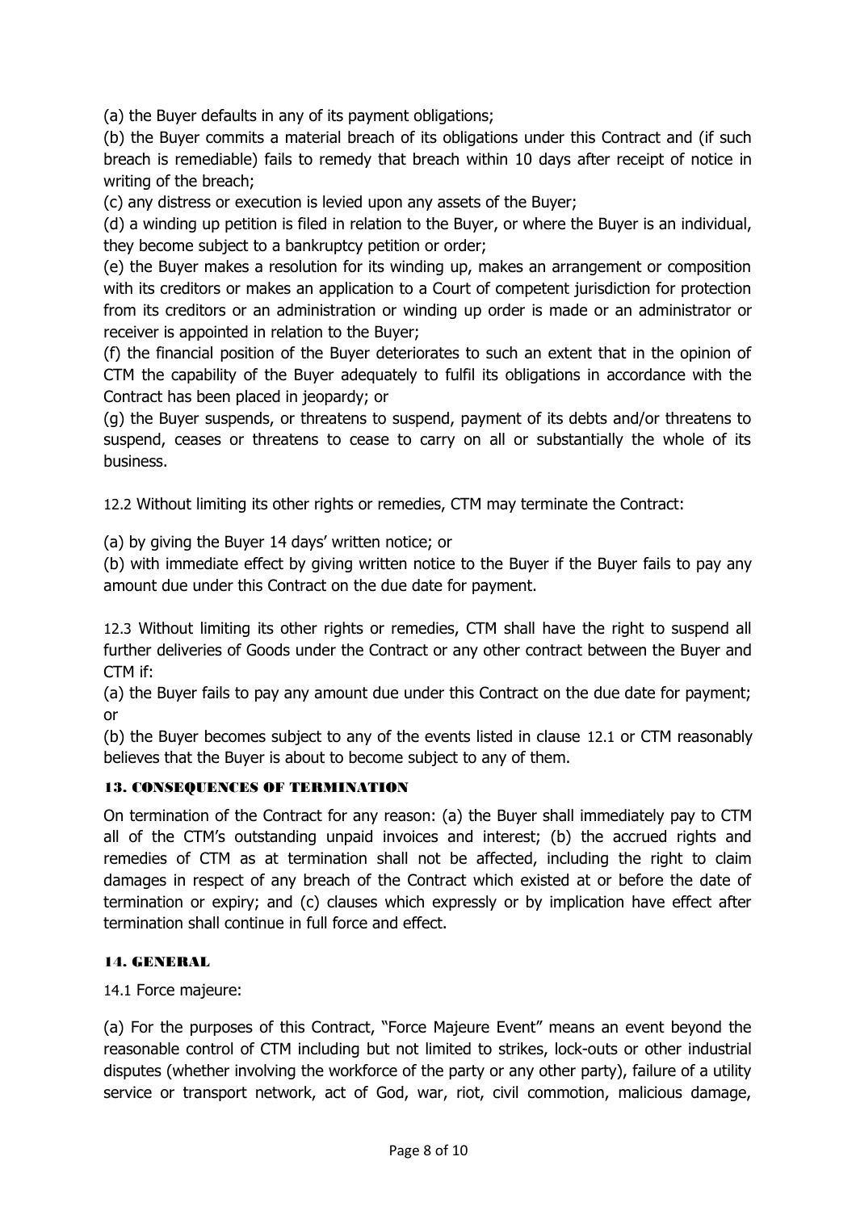(a) the Buyer defaults in any of its payment obligations;

(b) the Buyer commits a material breach of its obligations under this Contract and (if such breach is remediable) fails to remedy that breach within 10 days after receipt of notice in writing of the breach;

(c) any distress or execution is levied upon any assets of the Buyer;

(d) a winding up petition is filed in relation to the Buyer, or where the Buyer is an individual, they become subject to a bankruptcy petition or order;

(e) the Buyer makes a resolution for its winding up, makes an arrangement or composition with its creditors or makes an application to a Court of competent jurisdiction for protection from its creditors or an administration or winding up order is made or an administrator or receiver is appointed in relation to the Buyer;

(f) the financial position of the Buyer deteriorates to such an extent that in the opinion of CTM the capability of the Buyer adequately to fulfil its obligations in accordance with the Contract has been placed in jeopardy; or

(g) the Buyer suspends, or threatens to suspend, payment of its debts and/or threatens to suspend, ceases or threatens to cease to carry on all or substantially the whole of its business.

12.2 Without limiting its other rights or remedies, CTM may terminate the Contract:

(a) by giving the Buyer 14 days' written notice; or

(b) with immediate effect by giving written notice to the Buyer if the Buyer fails to pay any amount due under this Contract on the due date for payment.

12.3 Without limiting its other rights or remedies, CTM shall have the right to suspend all further deliveries of Goods under the Contract or any other contract between the Buyer and CTM if:

(a) the Buyer fails to pay any amount due under this Contract on the due date for payment; or

(b) the Buyer becomes subject to any of the events listed in clause 12.1 or CTM reasonably believes that the Buyer is about to become subject to any of them.

## 13. CONSEQUENCES OF TERMINATION

On termination of the Contract for any reason: (a) the Buyer shall immediately pay to CTM all of the CTM's outstanding unpaid invoices and interest; (b) the accrued rights and remedies of CTM as at termination shall not be affected, including the right to claim damages in respect of any breach of the Contract which existed at or before the date of termination or expiry; and (c) clauses which expressly or by implication have effect after termination shall continue in full force and effect.

## 14. GENERAL

14.1 Force majeure:

(a) For the purposes of this Contract, "Force Majeure Event" means an event beyond the reasonable control of CTM including but not limited to strikes, lock-outs or other industrial disputes (whether involving the workforce of the party or any other party), failure of a utility service or transport network, act of God, war, riot, civil commotion, malicious damage,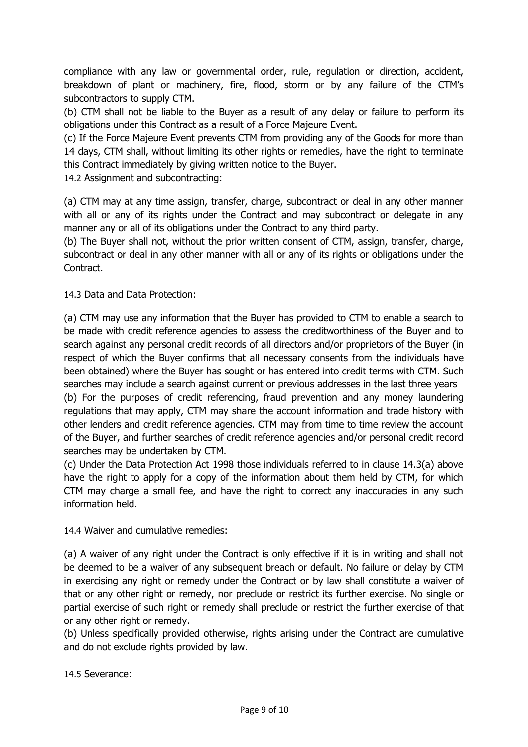compliance with any law or governmental order, rule, regulation or direction, accident, breakdown of plant or machinery, fire, flood, storm or by any failure of the CTM's subcontractors to supply CTM.

(b) CTM shall not be liable to the Buyer as a result of any delay or failure to perform its obligations under this Contract as a result of a Force Majeure Event.

(c) If the Force Majeure Event prevents CTM from providing any of the Goods for more than 14 days, CTM shall, without limiting its other rights or remedies, have the right to terminate this Contract immediately by giving written notice to the Buyer.

14.2 Assignment and subcontracting:

(a) CTM may at any time assign, transfer, charge, subcontract or deal in any other manner with all or any of its rights under the Contract and may subcontract or delegate in any manner any or all of its obligations under the Contract to any third party.

(b) The Buyer shall not, without the prior written consent of CTM, assign, transfer, charge, subcontract or deal in any other manner with all or any of its rights or obligations under the Contract.

14.3 Data and Data Protection:

(a) CTM may use any information that the Buyer has provided to CTM to enable a search to be made with credit reference agencies to assess the creditworthiness of the Buyer and to search against any personal credit records of all directors and/or proprietors of the Buyer (in respect of which the Buyer confirms that all necessary consents from the individuals have been obtained) where the Buyer has sought or has entered into credit terms with CTM. Such searches may include a search against current or previous addresses in the last three years

(b) For the purposes of credit referencing, fraud prevention and any money laundering regulations that may apply, CTM may share the account information and trade history with other lenders and credit reference agencies. CTM may from time to time review the account of the Buyer, and further searches of credit reference agencies and/or personal credit record searches may be undertaken by CTM.

(c) Under the Data Protection Act 1998 those individuals referred to in clause 14.3(a) above have the right to apply for a copy of the information about them held by CTM, for which CTM may charge a small fee, and have the right to correct any inaccuracies in any such information held.

14.4 Waiver and cumulative remedies:

(a) A waiver of any right under the Contract is only effective if it is in writing and shall not be deemed to be a waiver of any subsequent breach or default. No failure or delay by CTM in exercising any right or remedy under the Contract or by law shall constitute a waiver of that or any other right or remedy, nor preclude or restrict its further exercise. No single or partial exercise of such right or remedy shall preclude or restrict the further exercise of that or any other right or remedy.

(b) Unless specifically provided otherwise, rights arising under the Contract are cumulative and do not exclude rights provided by law.

14.5 Severance: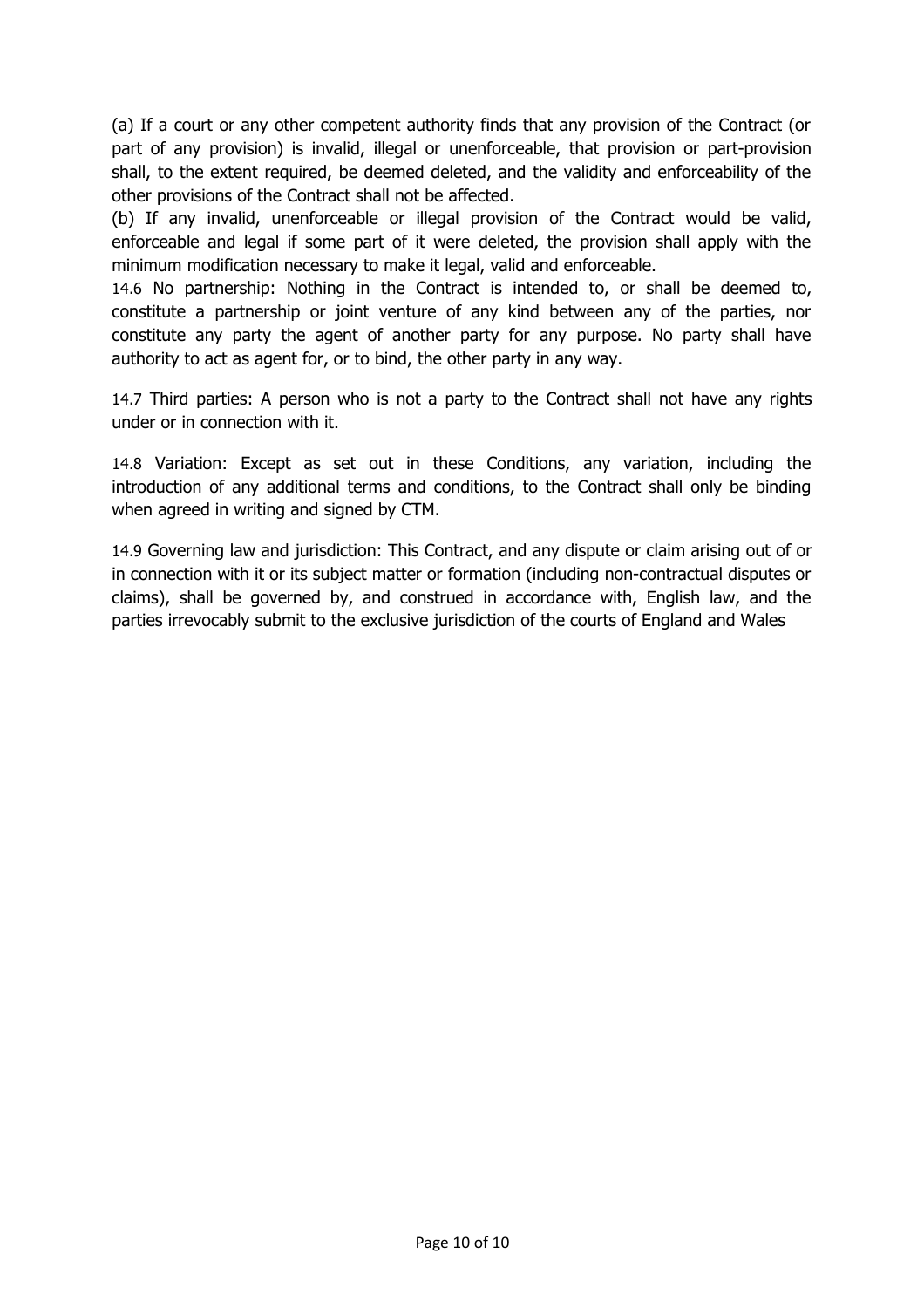(a) If a court or any other competent authority finds that any provision of the Contract (or part of any provision) is invalid, illegal or unenforceable, that provision or part-provision shall, to the extent required, be deemed deleted, and the validity and enforceability of the other provisions of the Contract shall not be affected.

(b) If any invalid, unenforceable or illegal provision of the Contract would be valid, enforceable and legal if some part of it were deleted, the provision shall apply with the minimum modification necessary to make it legal, valid and enforceable.

14.6 No partnership: Nothing in the Contract is intended to, or shall be deemed to, constitute a partnership or joint venture of any kind between any of the parties, nor constitute any party the agent of another party for any purpose. No party shall have authority to act as agent for, or to bind, the other party in any way.

14.7 Third parties: A person who is not a party to the Contract shall not have any rights under or in connection with it.

14.8 Variation: Except as set out in these Conditions, any variation, including the introduction of any additional terms and conditions, to the Contract shall only be binding when agreed in writing and signed by CTM.

14.9 Governing law and jurisdiction: This Contract, and any dispute or claim arising out of or in connection with it or its subject matter or formation (including non-contractual disputes or claims), shall be governed by, and construed in accordance with, English law, and the parties irrevocably submit to the exclusive jurisdiction of the courts of England and Wales